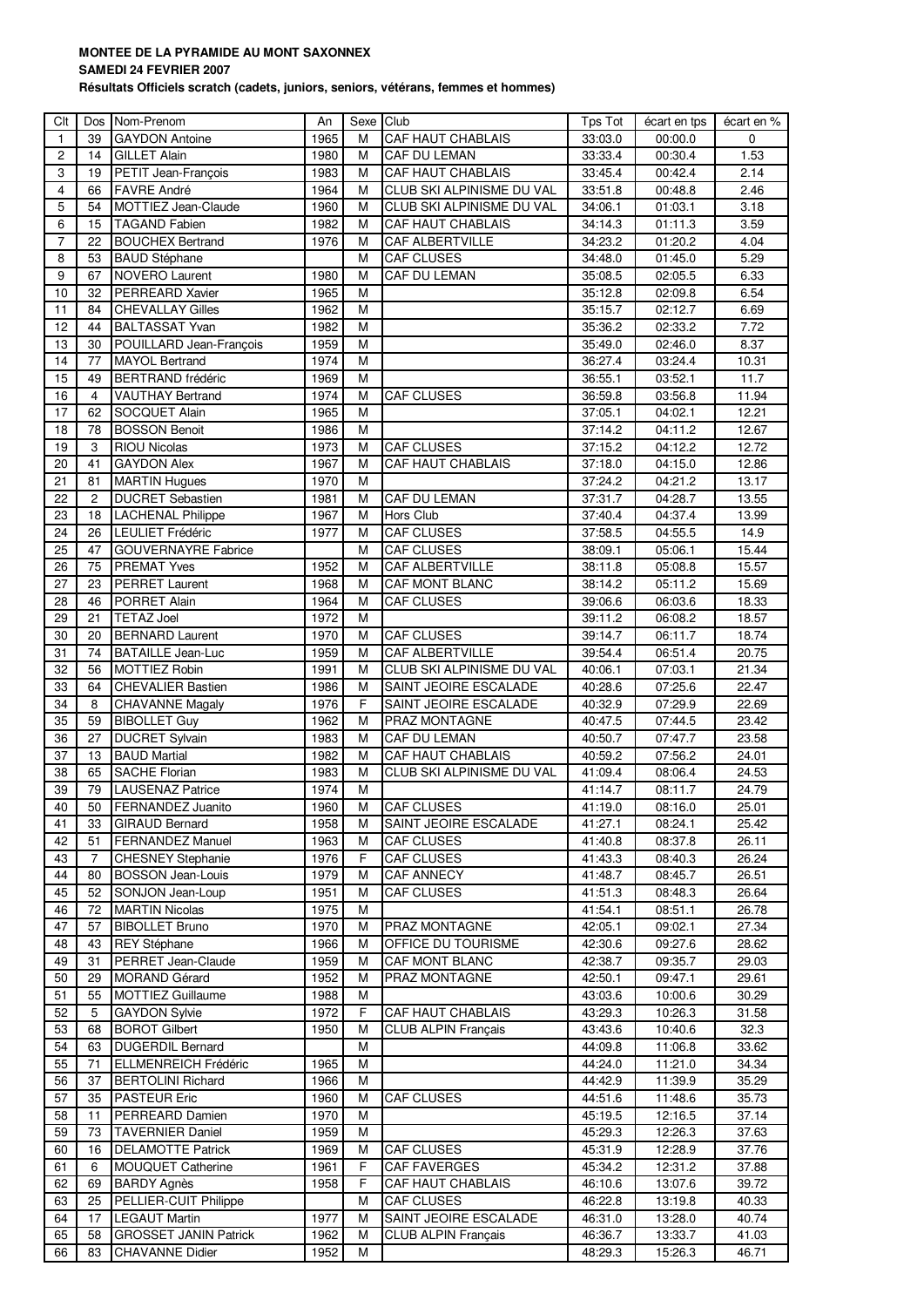**MONTEE DE LA PYRAMIDE AU MONT SAXONNEX**

**SAMEDI 24 FEVRIER 2007**

**Résultats Officiels scratch (cadets, juniors, seniors, vétérans, femmes et hommes)**

| Clt | Dos | Nom-Prenom | An | Sexe | Club | Tps Tot | écart en tps | écart en % |
|---|---|---|---|---|---|---|---|---|
| 1 | 39 | GAYDON Antoine | 1965 | M | CAF HAUT CHABLAIS | 33:03.0 | 00:00.0 | 0 |
| 2 | 14 | GILLET Alain | 1980 | M | CAF DU LEMAN | 33:33.4 | 00:30.4 | 1.53 |
| 3 | 19 | PETIT Jean-François | 1983 | M | CAF HAUT CHABLAIS | 33:45.4 | 00:42.4 | 2.14 |
| 4 | 66 | FAVRE André | 1964 | M | CLUB SKI ALPINISME DU VAL | 33:51.8 | 00:48.8 | 2.46 |
| 5 | 54 | MOTTIEZ Jean-Claude | 1960 | M | CLUB SKI ALPINISME DU VAL | 34:06.1 | 01:03.1 | 3.18 |
| 6 | 15 | TAGAND Fabien | 1982 | M | CAF HAUT CHABLAIS | 34:14.3 | 01:11.3 | 3.59 |
| 7 | 22 | BOUCHEX Bertrand | 1976 | M | CAF ALBERTVILLE | 34:23.2 | 01:20.2 | 4.04 |
| 8 | 53 | BAUD Stéphane | | M | CAF CLUSES | 34:48.0 | 01:45.0 | 5.29 |
| 9 | 67 | NOVERO Laurent | 1980 | M | CAF DU LEMAN | 35:08.5 | 02:05.5 | 6.33 |
| 10 | 32 | PERREARD Xavier | 1965 | M | | 35:12.8 | 02:09.8 | 6.54 |
| 11 | 84 | CHEVALLAY Gilles | 1962 | M | | 35:15.7 | 02:12.7 | 6.69 |
| 12 | 44 | BALTASSAT Yvan | 1982 | M | | 35:36.2 | 02:33.2 | 7.72 |
| 13 | 30 | POUILLARD Jean-François | 1959 | M | | 35:49.0 | 02:46.0 | 8.37 |
| 14 | 77 | MAYOL Bertrand | 1974 | M | | 36:27.4 | 03:24.4 | 10.31 |
| 15 | 49 | BERTRAND frédéric | 1969 | M | | 36:55.1 | 03:52.1 | 11.7 |
| 16 | 4 | VAUTHAY Bertrand | 1974 | M | CAF CLUSES | 36:59.8 | 03:56.8 | 11.94 |
| 17 | 62 | SOCQUET Alain | 1965 | M | | 37:05.1 | 04:02.1 | 12.21 |
| 18 | 78 | BOSSON Benoit | 1986 | M | | 37:14.2 | 04:11.2 | 12.67 |
| 19 | 3 | RIOU Nicolas | 1973 | M | CAF CLUSES | 37:15.2 | 04:12.2 | 12.72 |
| 20 | 41 | GAYDON Alex | 1967 | M | CAF HAUT CHABLAIS | 37:18.0 | 04:15.0 | 12.86 |
| 21 | 81 | MARTIN Hugues | 1970 | M | | 37:24.2 | 04:21.2 | 13.17 |
| 22 | 2 | DUCRET Sebastien | 1981 | M | CAF DU LEMAN | 37:31.7 | 04:28.7 | 13.55 |
| 23 | 18 | LACHENAL Philippe | 1967 | M | Hors Club | 37:40.4 | 04:37.4 | 13.99 |
| 24 | 26 | LEULIET Frédéric | 1977 | M | CAF CLUSES | 37:58.5 | 04:55.5 | 14.9 |
| 25 | 47 | GOUVERNAYRE Fabrice | | M | CAF CLUSES | 38:09.1 | 05:06.1 | 15.44 |
| 26 | 75 | PREMAT Yves | 1952 | M | CAF ALBERTVILLE | 38:11.8 | 05:08.8 | 15.57 |
| 27 | 23 | PERRET Laurent | 1968 | M | CAF MONT BLANC | 38:14.2 | 05:11.2 | 15.69 |
| 28 | 46 | PORRET Alain | 1964 | M | CAF CLUSES | 39:06.6 | 06:03.6 | 18.33 |
| 29 | 21 | TETAZ Joel | 1972 | M | | 39:11.2 | 06:08.2 | 18.57 |
| 30 | 20 | BERNARD Laurent | 1970 | M | CAF CLUSES | 39:14.7 | 06:11.7 | 18.74 |
| 31 | 74 | BATAILLE Jean-Luc | 1959 | M | CAF ALBERTVILLE | 39:54.4 | 06:51.4 | 20.75 |
| 32 | 56 | MOTTIEZ Robin | 1991 | M | CLUB SKI ALPINISME DU VAL | 40:06.1 | 07:03.1 | 21.34 |
| 33 | 64 | CHEVALIER Bastien | 1986 | M | SAINT JEOIRE ESCALADE | 40:28.6 | 07:25.6 | 22.47 |
| 34 | 8 | CHAVANNE Magaly | 1976 | F | SAINT JEOIRE ESCALADE | 40:32.9 | 07:29.9 | 22.69 |
| 35 | 59 | BIBOLLET Guy | 1962 | M | PRAZ MONTAGNE | 40:47.5 | 07:44.5 | 23.42 |
| 36 | 27 | DUCRET Sylvain | 1983 | M | CAF DU LEMAN | 40:50.7 | 07:47.7 | 23.58 |
| 37 | 13 | BAUD Martial | 1982 | M | CAF HAUT CHABLAIS | 40:59.2 | 07:56.2 | 24.01 |
| 38 | 65 | SACHE Florian | 1983 | M | CLUB SKI ALPINISME DU VAL | 41:09.4 | 08:06.4 | 24.53 |
| 39 | 79 | LAUSENAZ Patrice | 1974 | M | | 41:14.7 | 08:11.7 | 24.79 |
| 40 | 50 | FERNANDEZ Juanito | 1960 | M | CAF CLUSES | 41:19.0 | 08:16.0 | 25.01 |
| 41 | 33 | GIRAUD Bernard | 1958 | M | SAINT JEOIRE ESCALADE | 41:27.1 | 08:24.1 | 25.42 |
| 42 | 51 | FERNANDEZ Manuel | 1963 | M | CAF CLUSES | 41:40.8 | 08:37.8 | 26.11 |
| 43 | 7 | CHESNEY Stephanie | 1976 | F | CAF CLUSES | 41:43.3 | 08:40.3 | 26.24 |
| 44 | 80 | BOSSON Jean-Louis | 1979 | M | CAF ANNECY | 41:48.7 | 08:45.7 | 26.51 |
| 45 | 52 | SONJON Jean-Loup | 1951 | M | CAF CLUSES | 41:51.3 | 08:48.3 | 26.64 |
| 46 | 72 | MARTIN Nicolas | 1975 | M | | 41:54.1 | 08:51.1 | 26.78 |
| 47 | 57 | BIBOLLET Bruno | 1970 | M | PRAZ MONTAGNE | 42:05.1 | 09:02.1 | 27.34 |
| 48 | 43 | REY Stéphane | 1966 | M | OFFICE DU TOURISME | 42:30.6 | 09:27.6 | 28.62 |
| 49 | 31 | PERRET Jean-Claude | 1959 | M | CAF MONT BLANC | 42:38.7 | 09:35.7 | 29.03 |
| 50 | 29 | MORAND Gérard | 1952 | M | PRAZ MONTAGNE | 42:50.1 | 09:47.1 | 29.61 |
| 51 | 55 | MOTTIEZ Guillaume | 1988 | M | | 43:03.6 | 10:00.6 | 30.29 |
| 52 | 5 | GAYDON Sylvie | 1972 | F | CAF HAUT CHABLAIS | 43:29.3 | 10:26.3 | 31.58 |
| 53 | 68 | BOROT Gilbert | 1950 | M | CLUB ALPIN Français | 43:43.6 | 10:40.6 | 32.3 |
| 54 | 63 | DUGERDIL Bernard | | M | | 44:09.8 | 11:06.8 | 33.62 |
| 55 | 71 | ELLMENREICH Frédéric | 1965 | M | | 44:24.0 | 11:21.0 | 34.34 |
| 56 | 37 | BERTOLINI Richard | 1966 | M | | 44:42.9 | 11:39.9 | 35.29 |
| 57 | 35 | PASTEUR Eric | 1960 | M | CAF CLUSES | 44:51.6 | 11:48.6 | 35.73 |
| 58 | 11 | PERREARD Damien | 1970 | M | | 45:19.5 | 12:16.5 | 37.14 |
| 59 | 73 | TAVERNIER Daniel | 1959 | M | | 45:29.3 | 12:26.3 | 37.63 |
| 60 | 16 | DELAMOTTE Patrick | 1969 | M | CAF CLUSES | 45:31.9 | 12:28.9 | 37.76 |
| 61 | 6 | MOUQUET Catherine | 1961 | F | CAF FAVERGES | 45:34.2 | 12:31.2 | 37.88 |
| 62 | 69 | BARDY Agnès | 1958 | F | CAF HAUT CHABLAIS | 46:10.6 | 13:07.6 | 39.72 |
| 63 | 25 | PELLIER-CUIT Philippe | | M | CAF CLUSES | 46:22.8 | 13:19.8 | 40.33 |
| 64 | 17 | LEGAUT Martin | 1977 | M | SAINT JEOIRE ESCALADE | 46:31.0 | 13:28.0 | 40.74 |
| 65 | 58 | GROSSET JANIN Patrick | 1962 | M | CLUB ALPIN Français | 46:36.7 | 13:33.7 | 41.03 |
| 66 | 83 | CHAVANNE Didier | 1952 | M | | 48:29.3 | 15:26.3 | 46.71 |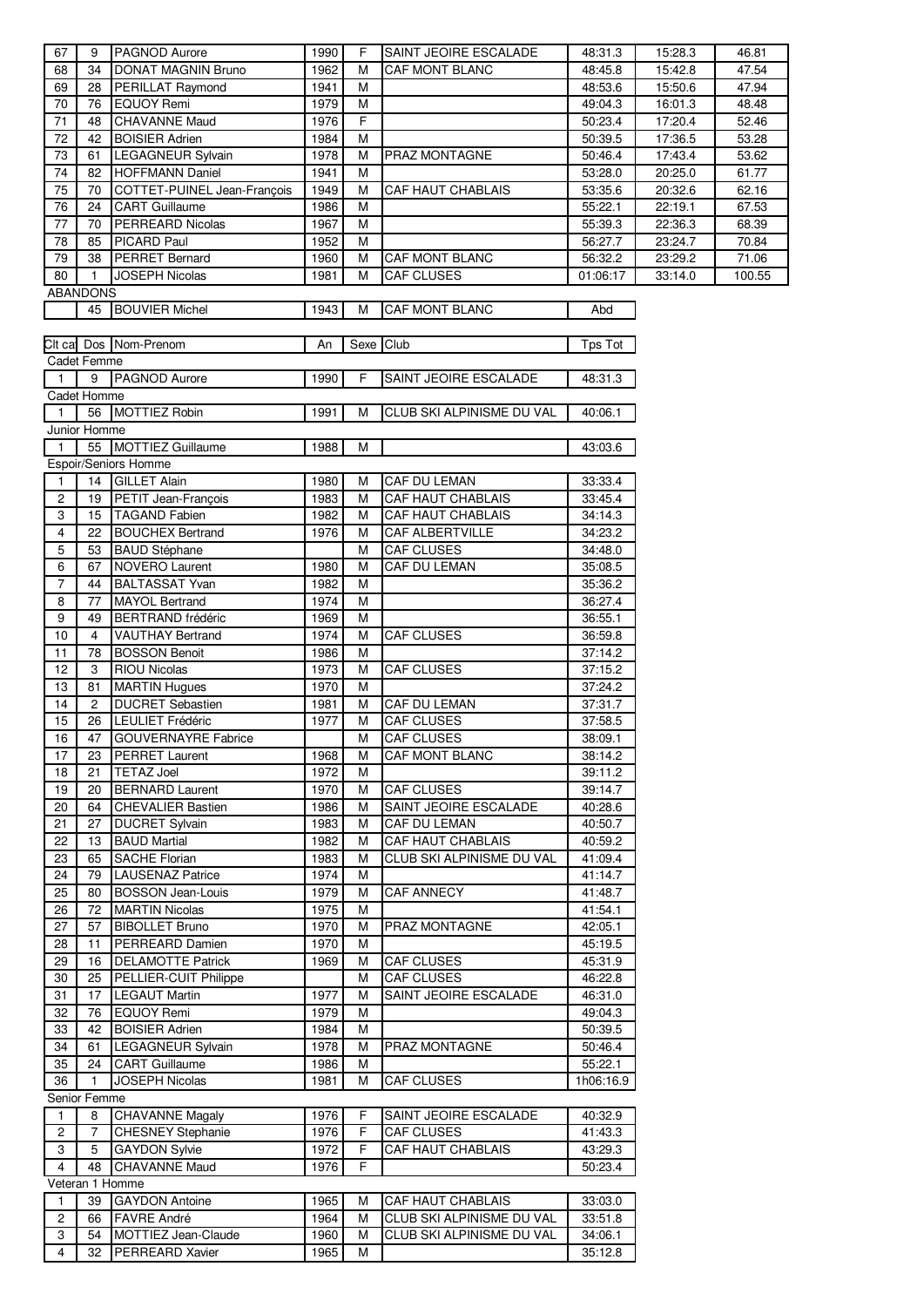| | | | | | | | | |
|---|---|---|---|---|---|---|---|---|
| 67 | 9 | PAGNOD Aurore | 1990 | F | SAINT JEOIRE ESCALADE | 48:31.3 | 15:28.3 | 46.81 |
| 68 | 34 | DONAT MAGNIN Bruno | 1962 | M | CAF MONT BLANC | 48:45.8 | 15:42.8 | 47.54 |
| 69 | 28 | PERILLAT Raymond | 1941 | M | | 48:53.6 | 15:50.6 | 47.94 |
| 70 | 76 | EQUOY Remi | 1979 | M | | 49:04.3 | 16:01.3 | 48.48 |
| 71 | 48 | CHAVANNE Maud | 1976 | F | | 50:23.4 | 17:20.4 | 52.46 |
| 72 | 42 | BOISIER Adrien | 1984 | M | | 50:39.5 | 17:36.5 | 53.28 |
| 73 | 61 | LEGAGNEUR Sylvain | 1978 | M | PRAZ MONTAGNE | 50:46.4 | 17:43.4 | 53.62 |
| 74 | 82 | HOFFMANN Daniel | 1941 | M | | 53:28.0 | 20:25.0 | 61.77 |
| 75 | 70 | COTTET-PUINEL Jean-François | 1949 | M | CAF HAUT CHABLAIS | 53:35.6 | 20:32.6 | 62.16 |
| 76 | 24 | CART Guillaume | 1986 | M | | 55:22.1 | 22:19.1 | 67.53 |
| 77 | 70 | PERREARD Nicolas | 1967 | M | | 55:39.3 | 22:36.3 | 68.39 |
| 78 | 85 | PICARD Paul | 1952 | M | | 56:27.7 | 23:24.7 | 70.84 |
| 79 | 38 | PERRET Bernard | 1960 | M | CAF MONT BLANC | 56:32.2 | 23:29.2 | 71.06 |
| 80 | 1 | JOSEPH Nicolas | 1981 | M | CAF CLUSES | 01:06:17 | 33:14.0 | 100.55 |
| ABANDONS | | | | | | | | |
| | 45 | BOUVIER Michel | 1943 | M | CAF MONT BLANC | Abd | | |

| Clt cat | Dos | Nom-Prenom | An | Sexe | Club | Tps Tot |
|---|---|---|---|---|---|---|
| Cadet Femme | | | | | | |
| 1 | 9 | PAGNOD Aurore | 1990 | F | SAINT JEOIRE ESCALADE | 48:31.3 |
| Cadet Homme | | | | | | |
| 1 | 56 | MOTTIEZ Robin | 1991 | M | CLUB SKI ALPINISME DU VAL | 40:06.1 |
| Junior Homme | | | | | | |
| 1 | 55 | MOTTIEZ Guillaume | 1988 | M | | 43:03.6 |
| Espoir/Seniors Homme | | | | | | |
| 1 | 14 | GILLET Alain | 1980 | M | CAF DU LEMAN | 33:33.4 |
| 2 | 19 | PETIT Jean-François | 1983 | M | CAF HAUT CHABLAIS | 33:45.4 |
| 3 | 15 | TAGAND Fabien | 1982 | M | CAF HAUT CHABLAIS | 34:14.3 |
| 4 | 22 | BOUCHEX Bertrand | 1976 | M | CAF ALBERTVILLE | 34:23.2 |
| 5 | 53 | BAUD Stéphane | | M | CAF CLUSES | 34:48.0 |
| 6 | 67 | NOVERO Laurent | 1980 | M | CAF DU LEMAN | 35:08.5 |
| 7 | 44 | BALTASSAT Yvan | 1982 | M | | 35:36.2 |
| 8 | 77 | MAYOL Bertrand | 1974 | M | | 36:27.4 |
| 9 | 49 | BERTRAND frédéric | 1969 | M | | 36:55.1 |
| 10 | 4 | VAUTHAY Bertrand | 1974 | M | CAF CLUSES | 36:59.8 |
| 11 | 78 | BOSSON Benoit | 1986 | M | | 37:14.2 |
| 12 | 3 | RIOU Nicolas | 1973 | M | CAF CLUSES | 37:15.2 |
| 13 | 81 | MARTIN Hugues | 1970 | M | | 37:24.2 |
| 14 | 2 | DUCRET Sebastien | 1981 | M | CAF DU LEMAN | 37:31.7 |
| 15 | 26 | LEULIET Frédéric | 1977 | M | CAF CLUSES | 37:58.5 |
| 16 | 47 | GOUVERNAYRE Fabrice | | M | CAF CLUSES | 38:09.1 |
| 17 | 23 | PERRET Laurent | 1968 | M | CAF MONT BLANC | 38:14.2 |
| 18 | 21 | TETAZ Joel | 1972 | M | | 39:11.2 |
| 19 | 20 | BERNARD Laurent | 1970 | M | CAF CLUSES | 39:14.7 |
| 20 | 64 | CHEVALIER Bastien | 1986 | M | SAINT JEOIRE ESCALADE | 40:28.6 |
| 21 | 27 | DUCRET Sylvain | 1983 | M | CAF DU LEMAN | 40:50.7 |
| 22 | 13 | BAUD Martial | 1982 | M | CAF HAUT CHABLAIS | 40:59.2 |
| 23 | 65 | SACHE Florian | 1983 | M | CLUB SKI ALPINISME DU VAL | 41:09.4 |
| 24 | 79 | LAUSENAZ Patrice | 1974 | M | | 41:14.7 |
| 25 | 80 | BOSSON Jean-Louis | 1979 | M | CAF ANNECY | 41:48.7 |
| 26 | 72 | MARTIN Nicolas | 1975 | M | | 41:54.1 |
| 27 | 57 | BIBOLLET Bruno | 1970 | M | PRAZ MONTAGNE | 42:05.1 |
| 28 | 11 | PERREARD Damien | 1970 | M | | 45:19.5 |
| 29 | 16 | DELAMOTTE Patrick | 1969 | M | CAF CLUSES | 45:31.9 |
| 30 | 25 | PELLIER-CUIT Philippe | | M | CAF CLUSES | 46:22.8 |
| 31 | 17 | LEGAUT Martin | 1977 | M | SAINT JEOIRE ESCALADE | 46:31.0 |
| 32 | 76 | EQUOY Remi | 1979 | M | | 49:04.3 |
| 33 | 42 | BOISIER Adrien | 1984 | M | | 50:39.5 |
| 34 | 61 | LEGAGNEUR Sylvain | 1978 | M | PRAZ MONTAGNE | 50:46.4 |
| 35 | 24 | CART Guillaume | 1986 | M | | 55:22.1 |
| 36 | 1 | JOSEPH Nicolas | 1981 | M | CAF CLUSES | 1h06:16.9 |
| Senior Femme | | | | | | |
| 1 | 8 | CHAVANNE Magaly | 1976 | F | SAINT JEOIRE ESCALADE | 40:32.9 |
| 2 | 7 | CHESNEY Stephanie | 1976 | F | CAF CLUSES | 41:43.3 |
| 3 | 5 | GAYDON Sylvie | 1972 | F | CAF HAUT CHABLAIS | 43:29.3 |
| 4 | 48 | CHAVANNE Maud | 1976 | F | | 50:23.4 |
| Veteran 1 Homme | | | | | | |
| 1 | 39 | GAYDON Antoine | 1965 | M | CAF HAUT CHABLAIS | 33:03.0 |
| 2 | 66 | FAVRE André | 1964 | M | CLUB SKI ALPINISME DU VAL | 33:51.8 |
| 3 | 54 | MOTTIEZ Jean-Claude | 1960 | M | CLUB SKI ALPINISME DU VAL | 34:06.1 |
| 4 | 32 | PERREARD Xavier | 1965 | M | | 35:12.8 |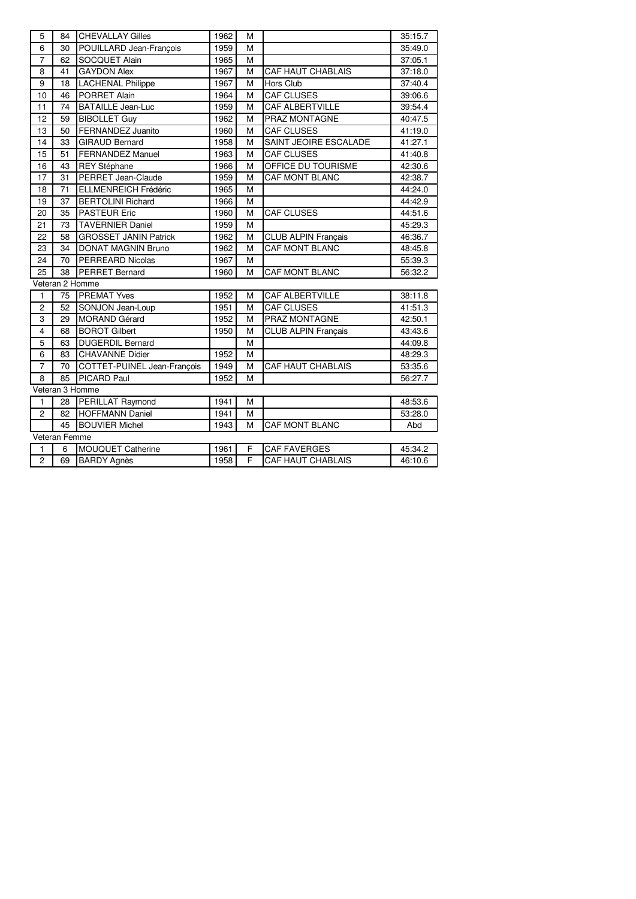| | | | | | | |
|---|---|---|---|---|---|---|
| 5 | 84 | CHEVALLAY Gilles | 1962 | M | | 35:15.7 |
| 6 | 30 | POUILLARD Jean-François | 1959 | M | | 35:49.0 |
| 7 | 62 | SOCQUET Alain | 1965 | M | | 37:05.1 |
| 8 | 41 | GAYDON Alex | 1967 | M | CAF HAUT CHABLAIS | 37:18.0 |
| 9 | 18 | LACHENAL Philippe | 1967 | M | Hors Club | 37:40.4 |
| 10 | 46 | PORRET Alain | 1964 | M | CAF CLUSES | 39:06.6 |
| 11 | 74 | BATAILLE Jean-Luc | 1959 | M | CAF ALBERTVILLE | 39:54.4 |
| 12 | 59 | BIBOLLET Guy | 1962 | M | PRAZ MONTAGNE | 40:47.5 |
| 13 | 50 | FERNANDEZ Juanito | 1960 | M | CAF CLUSES | 41:19.0 |
| 14 | 33 | GIRAUD Bernard | 1958 | M | SAINT JEOIRE ESCALADE | 41:27.1 |
| 15 | 51 | FERNANDEZ Manuel | 1963 | M | CAF CLUSES | 41:40.8 |
| 16 | 43 | REY Stéphane | 1966 | M | OFFICE DU TOURISME | 42:30.6 |
| 17 | 31 | PERRET Jean-Claude | 1959 | M | CAF MONT BLANC | 42:38.7 |
| 18 | 71 | ELLMENREICH Frédéric | 1965 | M | | 44:24.0 |
| 19 | 37 | BERTOLINI Richard | 1966 | M | | 44:42.9 |
| 20 | 35 | PASTEUR Eric | 1960 | M | CAF CLUSES | 44:51.6 |
| 21 | 73 | TAVERNIER Daniel | 1959 | M | | 45:29.3 |
| 22 | 58 | GROSSET JANIN Patrick | 1962 | M | CLUB ALPIN Français | 46:36.7 |
| 23 | 34 | DONAT MAGNIN Bruno | 1962 | M | CAF MONT BLANC | 48:45.8 |
| 24 | 70 | PERREARD Nicolas | 1967 | M | | 55:39.3 |
| 25 | 38 | PERRET Bernard | 1960 | M | CAF MONT BLANC | 56:32.2 |

Veteran 2 Homme

| | | | | | | |
|---|---|---|---|---|---|---|
| 1 | 75 | PREMAT Yves | 1952 | M | CAF ALBERTVILLE | 38:11.8 |
| 2 | 52 | SONJON Jean-Loup | 1951 | M | CAF CLUSES | 41:51.3 |
| 3 | 29 | MORAND Gérard | 1952 | M | PRAZ MONTAGNE | 42:50.1 |
| 4 | 68 | BOROT Gilbert | 1950 | M | CLUB ALPIN Français | 43:43.6 |
| 5 | 63 | DUGERDIL Bernard | | M | | 44:09.8 |
| 6 | 83 | CHAVANNE Didier | 1952 | M | | 48:29.3 |
| 7 | 70 | COTTET-PUINEL Jean-François | 1949 | M | CAF HAUT CHABLAIS | 53:35.6 |
| 8 | 85 | PICARD Paul | 1952 | M | | 56:27.7 |

Veteran 3 Homme

| | | | | | | |
|---|---|---|---|---|---|---|
| 1 | 28 | PERILLAT Raymond | 1941 | M | | 48:53.6 |
| 2 | 82 | HOFFMANN Daniel | 1941 | M | | 53:28.0 |
| | 45 | BOUVIER Michel | 1943 | M | CAF MONT BLANC | Abd |

Veteran Femme

| | | | | | | |
|---|---|---|---|---|---|---|
| 1 | 6 | MOUQUET Catherine | 1961 | F | CAF FAVERGES | 45:34.2 |
| 2 | 69 | BARDY Agnès | 1958 | F | CAF HAUT CHABLAIS | 46:10.6 |